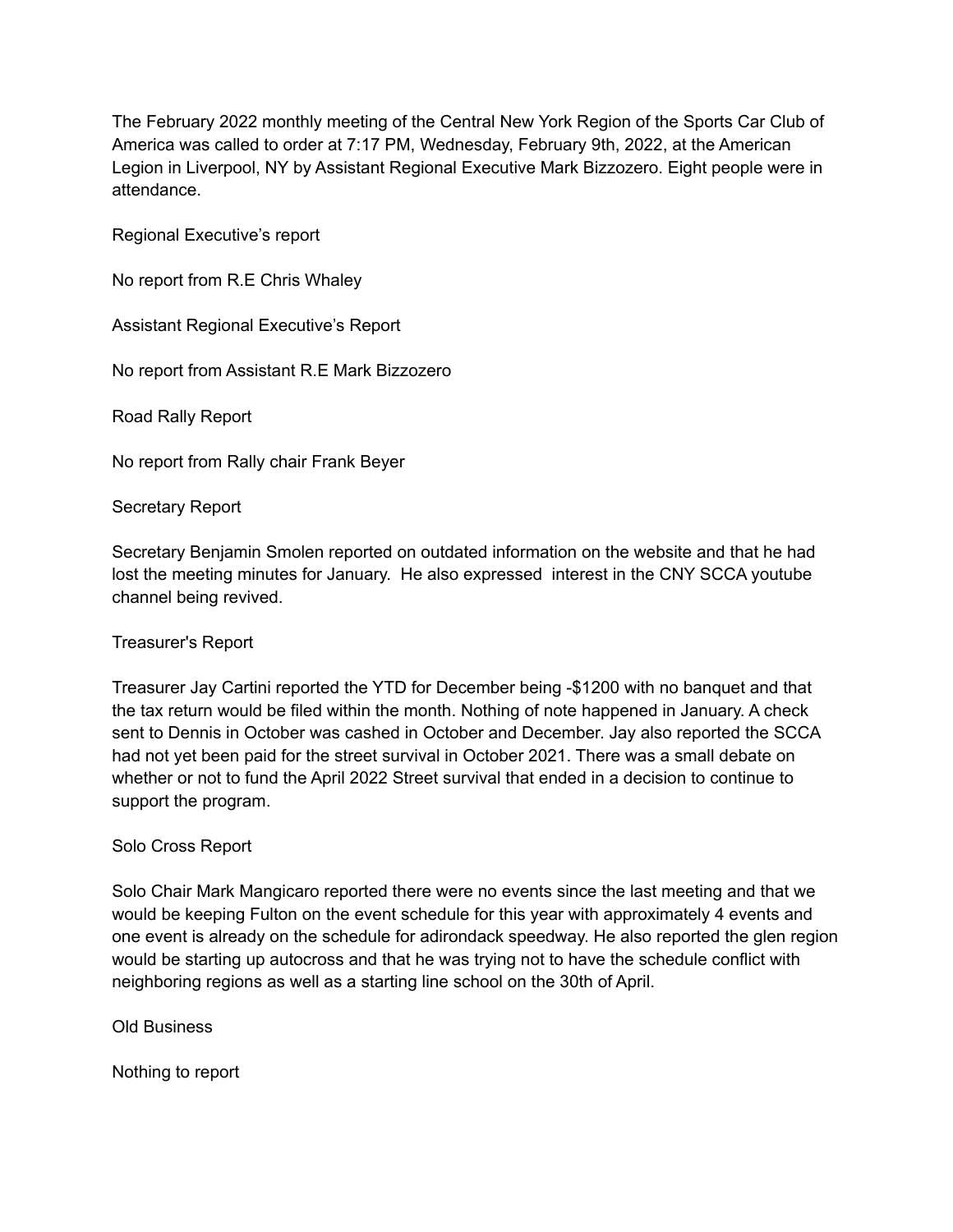The February 2022 monthly meeting of the Central New York Region of the Sports Car Club of America was called to order at 7:17 PM, Wednesday, February 9th, 2022, at the American Legion in Liverpool, NY by Assistant Regional Executive Mark Bizzozero. Eight people were in attendance.

## Regional Executive's report

No report from R.E Chris Whaley

## Assistant Regional Executive's Report

No report from Assistant R.E Mark Bizzozero

## Road Rally Report

No report from Rally chair Frank Beyer

## Secretary Report

Secretary Benjamin Smolen reported on outdated information on the website and that he had lost the meeting minutes for January. He also expressed interest in the CNY SCCA youtube channel being revived.

## Treasurer's Report

Treasurer Jay Cartini reported the YTD for December being -$1200 with no banquet and that the tax return would be filed within the month. Nothing of note happened in January. A check sent to Dennis in October was cashed in October and December. Jay also reported the SCCA had not yet been paid for the street survival in October 2021. There was a small debate on whether or not to fund the April 2022 Street survival that ended in a decision to continue to support the program.

## Solo Cross Report

Solo Chair Mark Mangicaro reported there were no events since the last meeting and that we would be keeping Fulton on the event schedule for this year with approximately 4 events and one event is already on the schedule for adirondack speedway. He also reported the glen region would be starting up autocross and that he was trying not to have the schedule conflict with neighboring regions as well as a starting line school on the 30th of April.

## Old Business

Nothing to report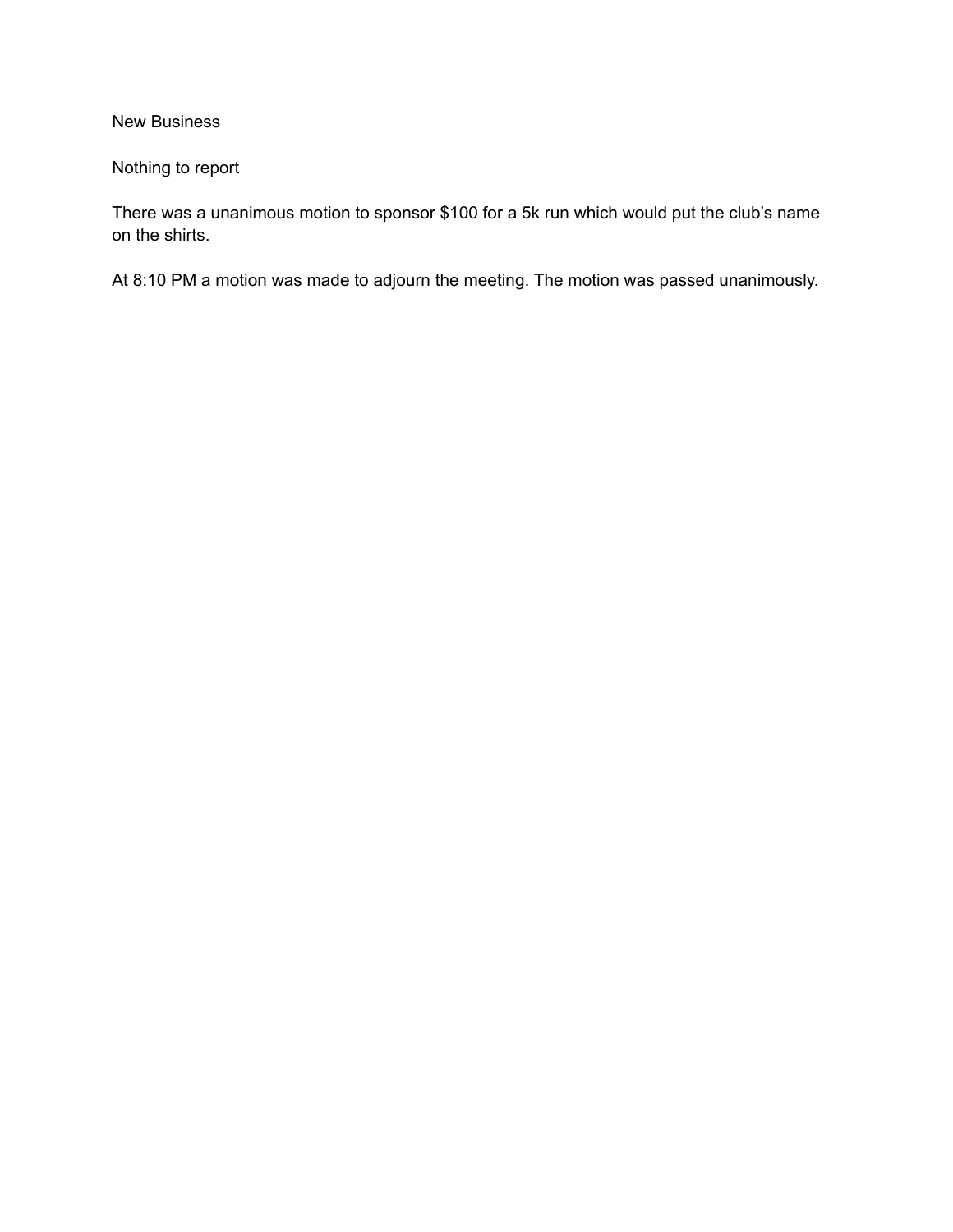New Business

Nothing to report

There was a unanimous motion to sponsor $100 for a 5k run which would put the club's name on the shirts.

At 8:10 PM a motion was made to adjourn the meeting. The motion was passed unanimously.